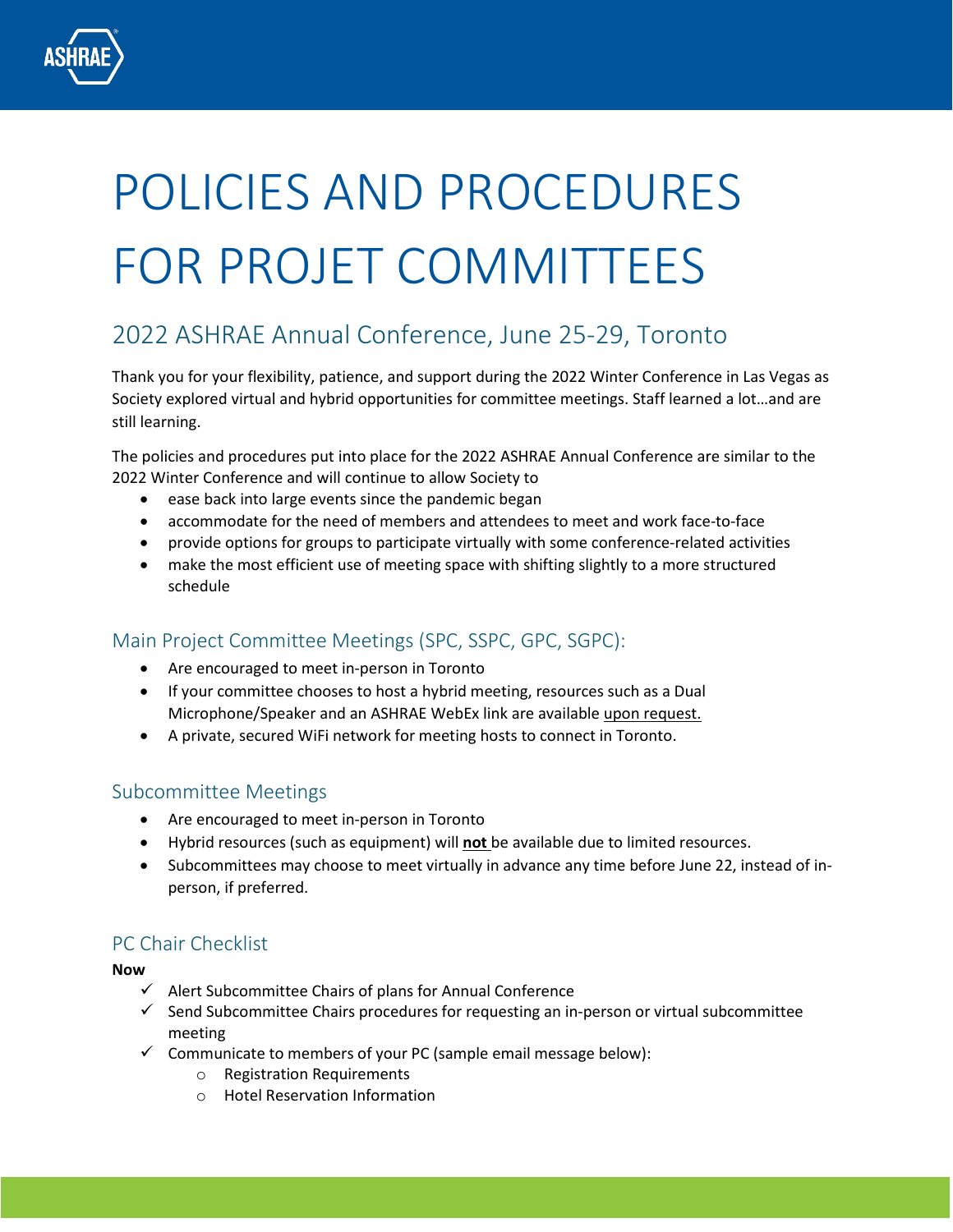# POLICIES AND PROCEDURES FOR PROJET COMMITTEES

## 2022 ASHRAE Annual Conference, June 25-29, Toronto

Thank you for your flexibility, patience, and support during the 2022 Winter Conference in Las Vegas as Society explored virtual and hybrid opportunities for committee meetings. Staff learned a lot…and are still learning.

The policies and procedures put into place for the 2022 ASHRAE Annual Conference are similar to the 2022 Winter Conference and will continue to allow Society to

- ease back into large events since the pandemic began
- accommodate for the need of members and attendees to meet and work face-to-face
- provide options for groups to participate virtually with some conference-related activities
- make the most efficient use of meeting space with shifting slightly to a more structured schedule

### Main Project Committee Meetings (SPC, SSPC, GPC, SGPC):

- Are encouraged to meet in-person in Toronto
- If your committee chooses to host a hybrid meeting, resources such as a Dual Microphone/Speaker and an ASHRAE WebEx link are available upon request.
- A private, secured WiFi network for meeting hosts to connect in Toronto.

### Subcommittee Meetings

- Are encouraged to meet in-person in Toronto
- Hybrid resources (such as equipment) will **not** be available due to limited resources.
- Subcommittees may choose to meet virtually in advance any time before June 22, instead of in-person, if preferred.

### PC Chair Checklist

**Now**

- ✓ Alert Subcommittee Chairs of plans for Annual Conference
- ✓ Send Subcommittee Chairs procedures for requesting an in-person or virtual subcommittee meeting
- ✓ Communicate to members of your PC (sample email message below):
  - Registration Requirements
  - Hotel Reservation Information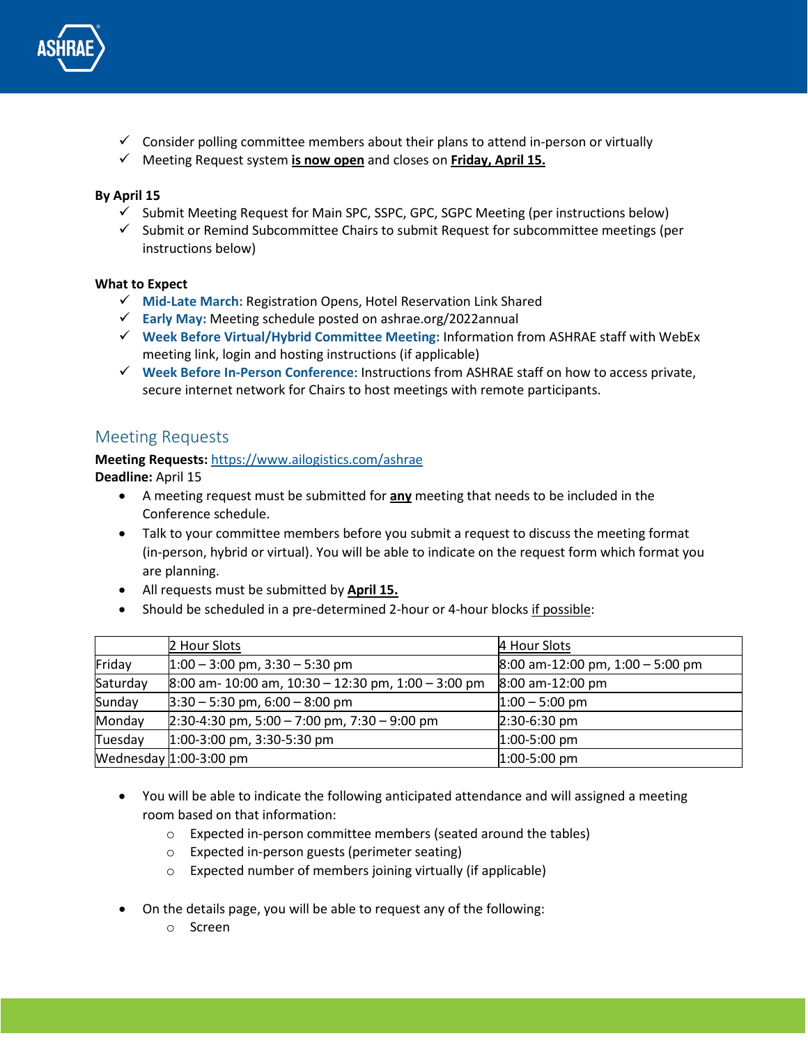- ✓ Consider polling committee members about their plans to attend in-person or virtually
- ✓ Meeting Request system **is now open** and closes on **Friday, April 15.**

**By April 15**

- ✓ Submit Meeting Request for Main SPC, SSPC, GPC, SGPC Meeting (per instructions below)
- ✓ Submit or Remind Subcommittee Chairs to submit Request for subcommittee meetings (per instructions below)

**What to Expect**

- ✓ **Mid-Late March:** Registration Opens, Hotel Reservation Link Shared
- ✓ **Early May:** Meeting schedule posted on ashrae.org/2022annual
- ✓ **Week Before Virtual/Hybrid Committee Meeting:** Information from ASHRAE staff with WebEx meeting link, login and hosting instructions (if applicable)
- ✓ **Week Before In-Person Conference**: Instructions from ASHRAE staff on how to access private, secure internet network for Chairs to host meetings with remote participants.

## Meeting Requests

**Meeting Requests:** https://www.ailogistics.com/ashrae
**Deadline:** April 15

- A meeting request must be submitted for **any** meeting that needs to be included in the Conference schedule.
- Talk to your committee members before you submit a request to discuss the meeting format (in-person, hybrid or virtual). You will be able to indicate on the request form which format you are planning.
- All requests must be submitted by **April 15.**
- Should be scheduled in a pre-determined 2-hour or 4-hour blocks if possible:

| | 2 Hour Slots | 4 Hour Slots |
|---|---|---|
| Friday | 1:00 – 3:00 pm, 3:30 – 5:30 pm | 8:00 am-12:00 pm, 1:00 – 5:00 pm |
| Saturday | 8:00 am- 10:00 am, 10:30 – 12:30 pm, 1:00 – 3:00 pm | 8:00 am-12:00 pm |
| Sunday | 3:30 – 5:30 pm, 6:00 – 8:00 pm | 1:00 – 5:00 pm |
| Monday | 2:30-4:30 pm, 5:00 – 7:00 pm, 7:30 – 9:00 pm | 2:30-6:30 pm |
| Tuesday | 1:00-3:00 pm, 3:30-5:30 pm | 1:00-5:00 pm |
| Wednesday | 1:00-3:00 pm | 1:00-5:00 pm |

- You will be able to indicate the following anticipated attendance and will assigned a meeting room based on that information:
  - Expected in-person committee members (seated around the tables)
  - Expected in-person guests (perimeter seating)
  - Expected number of members joining virtually (if applicable)

- On the details page, you will be able to request any of the following:
  - Screen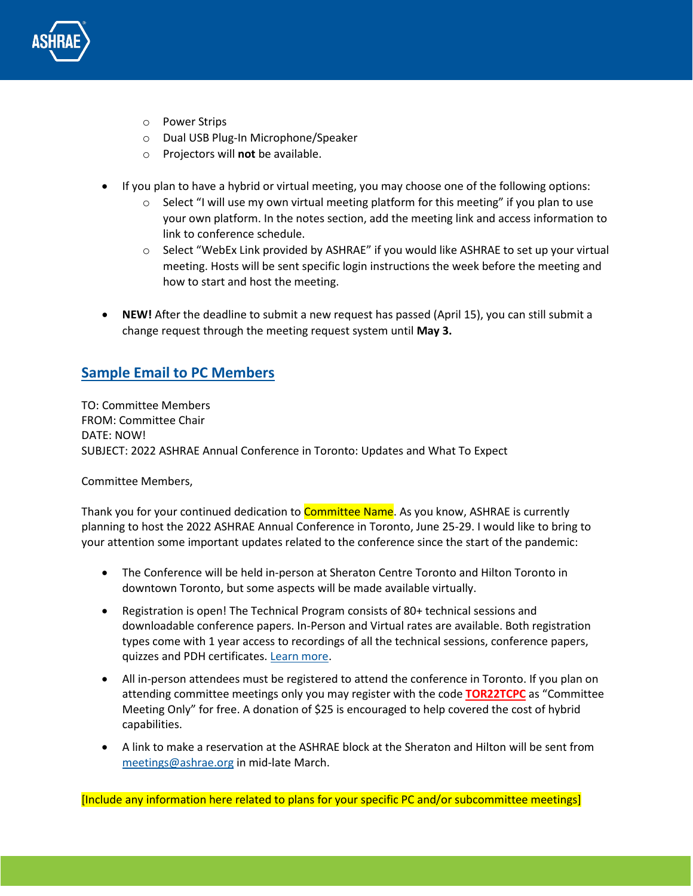- Power Strips
  - Dual USB Plug-In Microphone/Speaker
  - Projectors will **not** be available.

- If you plan to have a hybrid or virtual meeting, you may choose one of the following options:
  - Select "I will use my own virtual meeting platform for this meeting" if you plan to use your own platform. In the notes section, add the meeting link and access information to link to conference schedule.
  - Select "WebEx Link provided by ASHRAE" if you would like ASHRAE to set up your virtual meeting. Hosts will be sent specific login instructions the week before the meeting and how to start and host the meeting.

- **NEW!** After the deadline to submit a new request has passed (April 15), you can still submit a change request through the meeting request system until **May 3.**

## Sample Email to PC Members

TO: Committee Members
FROM: Committee Chair
DATE: NOW!
SUBJECT: 2022 ASHRAE Annual Conference in Toronto: Updates and What To Expect

Committee Members,

Thank you for your continued dedication to Committee Name. As you know, ASHRAE is currently planning to host the 2022 ASHRAE Annual Conference in Toronto, June 25-29. I would like to bring to your attention some important updates related to the conference since the start of the pandemic:

- The Conference will be held in-person at Sheraton Centre Toronto and Hilton Toronto in downtown Toronto, but some aspects will be made available virtually.

- Registration is open! The Technical Program consists of 80+ technical sessions and downloadable conference papers. In-Person and Virtual rates are available. Both registration types come with 1 year access to recordings of all the technical sessions, conference papers, quizzes and PDH certificates. Learn more.

- All in-person attendees must be registered to attend the conference in Toronto. If you plan on attending committee meetings only you may register with the code **TOR22TCPC** as "Committee Meeting Only" for free. A donation of $25 is encouraged to help covered the cost of hybrid capabilities.

- A link to make a reservation at the ASHRAE block at the Sheraton and Hilton will be sent from meetings@ashrae.org in mid-late March.

[Include any information here related to plans for your specific PC and/or subcommittee meetings]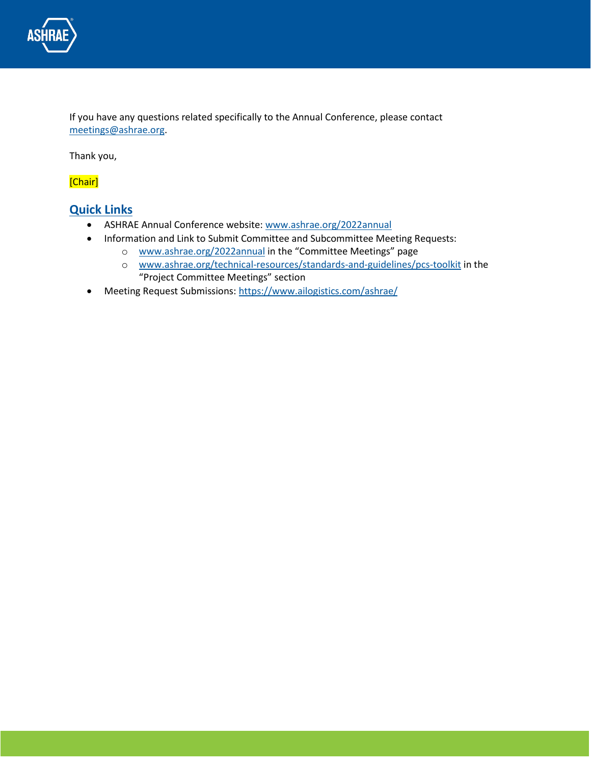If you have any questions related specifically to the Annual Conference, please contact meetings@ashrae.org.

Thank you,

[Chair]

## Quick Links

- ASHRAE Annual Conference website: www.ashrae.org/2022annual
- Information and Link to Submit Committee and Subcommittee Meeting Requests:
  - www.ashrae.org/2022annual in the "Committee Meetings" page
  - www.ashrae.org/technical-resources/standards-and-guidelines/pcs-toolkit in the "Project Committee Meetings" section
- Meeting Request Submissions: https://www.ailogistics.com/ashrae/